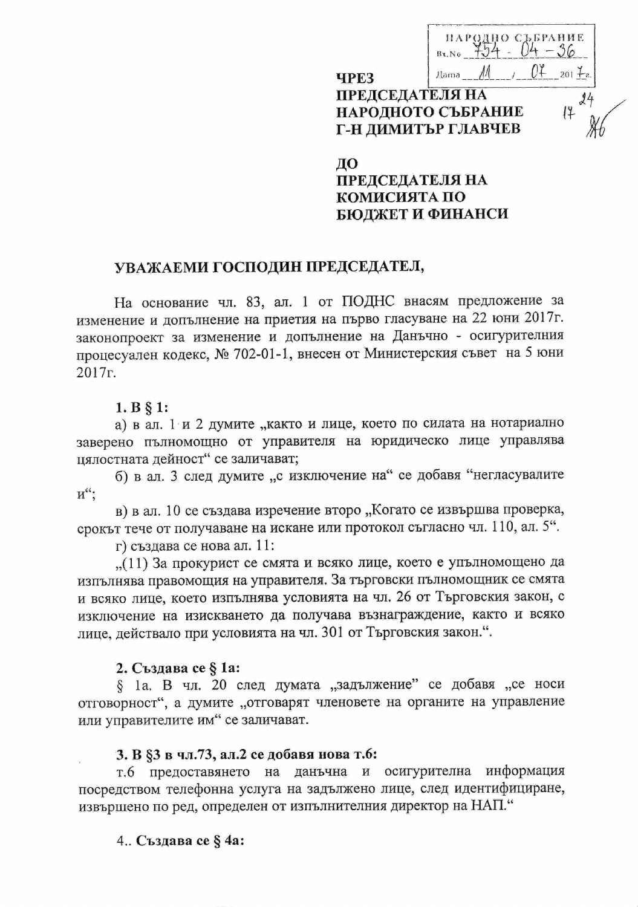НАРОДНО СЪБРАНИЕ
Вх.№ 754-04-36
Дата 11 / 07 2017г.

**ЧРЕЗ
ПРЕДСЕДАТЕЛЯ НА
НАРОДНОТО СЪБРАНИЕ
Г-Н ДИМИТЪР ГЛАВЧЕВ**

**ДО
ПРЕДСЕДАТЕЛЯ НА
КОМИСИЯТА ПО
БЮДЖЕТ И ФИНАНСИ**

**УВАЖАЕМИ ГОСПОДИН ПРЕДСЕДАТЕЛ,**

На основание чл. 83, ал. 1 от ПОДНС внасям предложение за изменение и допълнение на приетия на първо гласуване на 22 юни 2017г. законопроект за изменение и допълнение на Данъчно - осигурителния процесуален кодекс, № 702-01-1, внесен от Министерския съвет на 5 юни 2017г.

**1. В § 1:**

а) в ал. 1 и 2 думите „както и лице, което по силата на нотариално заверено пълномощно от управителя на юридическо лице управлява цялостната дейност" се заличават;

б) в ал. 3 след думите „с изключение на" се добавя "негласувалите и";

в) в ал. 10 се създава изречение второ „Когато се извършва проверка, срокът тече от получаване на искане или протокол съгласно чл. 110, ал. 5".

г) създава се нова ал. 11:

„(11) За прокурист се смята и всяко лице, което е упълномощено да изпълнява правомощия на управителя. За търговски пълномощник се смята и всяко лице, което изпълнява условията на чл. 26 от Търговския закон, с изключение на изискването да получава възнаграждение, както и всяко лице, действало при условията на чл. 301 от Търговския закон.".

**2. Създава се § 1а:**

§ 1а. В чл. 20 след думата „задължение" се добавя „се носи отговорност", а думите „отговарят членовете на органите на управление или управителите им" се заличават.

**3. В §3 в чл.73, ал.2 се добавя нова т.6:**

т.6 предоставянето на данъчна и осигурителна информация посредством телефонна услуга на задължено лице, след идентифициране, извършено по ред, определен от изпълнителния директор на НАП."

4.. **Създава се § 4а:**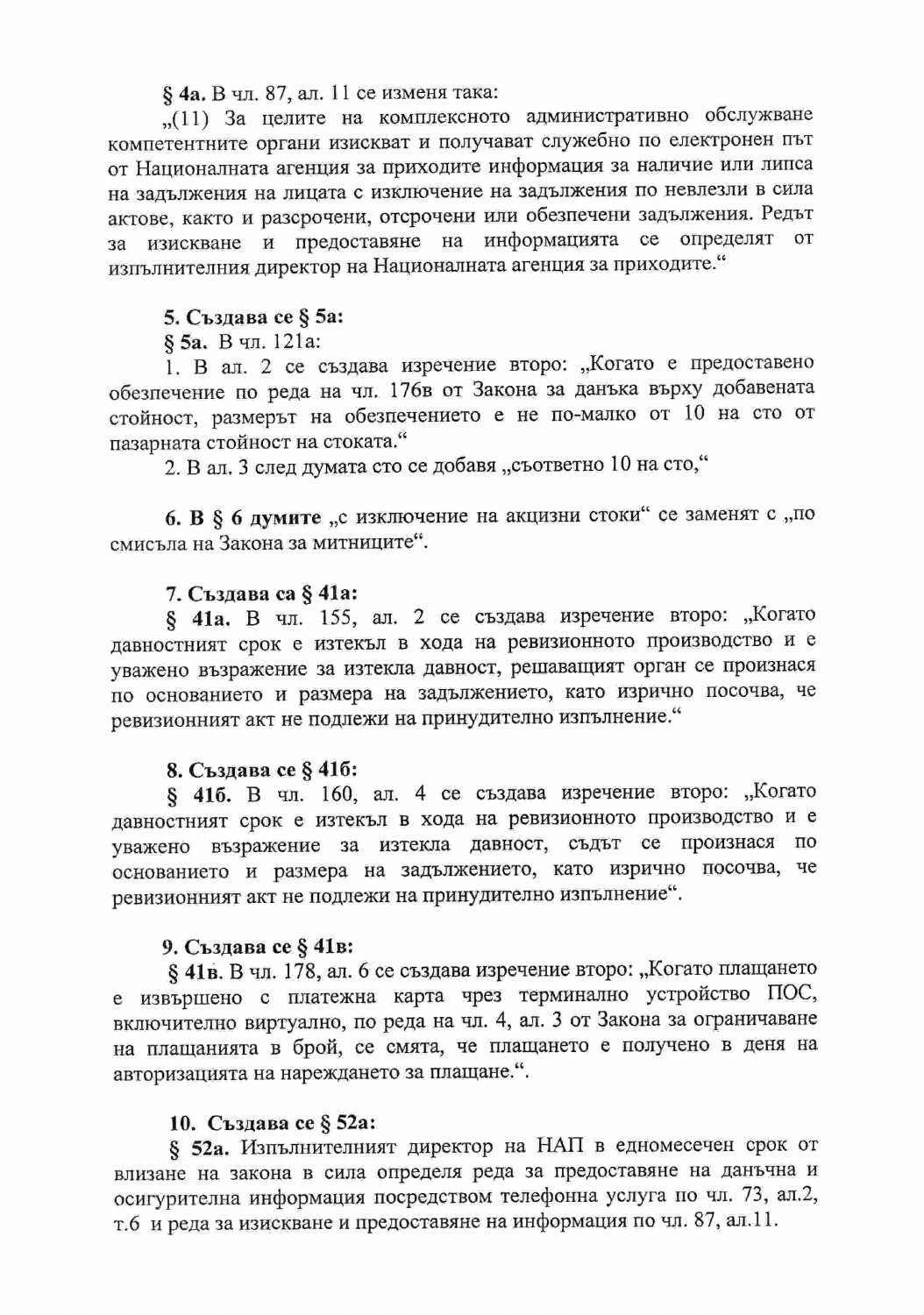**§ 4а.** В чл. 87, ал. 11 се изменя така:

„(11) За целите на комплексното административно обслужване компетентните органи изискват и получават служебно по електронен път от Националната агенция за приходите информация за наличие или липса на задължения на лицата с изключение на задължения по невлезли в сила актове, както и разсрочени, отсрочени или обезпечени задължения. Редът за изискване и предоставяне на информацията се определят от изпълнителния директор на Националната агенция за приходите."

**5. Създава се § 5а:**

**§ 5а.** В чл. 121а:

1. В ал. 2 се създава изречение второ: „Когато е предоставено обезпечение по реда на чл. 176в от Закона за данъка върху добавената стойност, размерът на обезпечението е не по-малко от 10 на сто от пазарната стойност на стоката."

2. В ал. 3 след думата сто се добавя „съответно 10 на сто,"

**6. В § 6 думите** „с изключение на акцизни стоки" се заменят с „по смисъла на Закона за митниците".

**7. Създава са § 41а:**

**§ 41а.** В чл. 155, ал. 2 се създава изречение второ: „Когато давностният срок е изтекъл в хода на ревизионното производство и е уважено възражение за изтекла давност, решаващият орган се произнася по основанието и размера на задължението, като изрично посочва, че ревизионният акт не подлежи на принудително изпълнение."

**8. Създава се § 41б:**

**§ 41б.** В чл. 160, ал. 4 се създава изречение второ: „Когато давностният срок е изтекъл в хода на ревизионното производство и е уважено възражение за изтекла давност, съдът се произнася по основанието и размера на задължението, като изрично посочва, че ревизионният акт не подлежи на принудително изпълнение".

**9. Създава се § 41в:**

**§ 41в.** В чл. 178, ал. 6 се създава изречение второ: „Когато плащането е извършено с платежна карта чрез терминално устройство ПОС, включително виртуално, по реда на чл. 4, ал. 3 от Закона за ограничаване на плащанията в брой, се смята, че плащането е получено в деня на авторизацията на нареждането за плащане.".

**10. Създава се § 52а:**

**§ 52а.** Изпълнителният директор на НАП в едномесечен срок от влизане на закона в сила определя реда за предоставяне на данъчна и осигурителна информация посредством телефонна услуга по чл. 73, ал.2, т.6 и реда за изискване и предоставяне на информация по чл. 87, ал.11.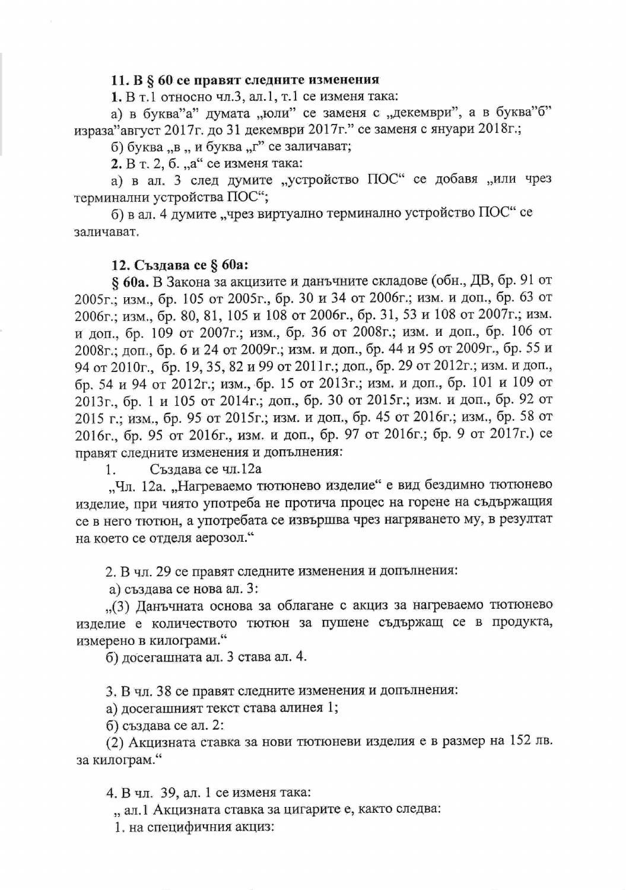**11. В § 60 се правят следните изменения**

**1.** В т.1 относно чл.3, ал.1, т.1 се изменя така:

а) в буква"а" думата „юли" се заменя с „декември", а в буква"б" израза"август 2017г. до 31 декември 2017г." се заменя с януари 2018г.;

б) буква „в „ и буква „г" се заличават;

**2.** В т. 2, б. „а" се изменя така:

а) в ал. 3 след думите „устройство ПОС" се добавя „или чрез терминални устройства ПОС";

б) в ал. 4 думите „чрез виртуално терминално устройство ПОС" се заличават.

**12. Създава се § 60а:**

**§ 60а.** В Закона за акцизите и данъчните складове (обн., ДВ, бр. 91 от 2005г.; изм., бр. 105 от 2005г., бр. 30 и 34 от 2006г.; изм. и доп., бр. 63 от 2006г.; изм., бр. 80, 81, 105 и 108 от 2006г., бр. 31, 53 и 108 от 2007г.; изм. и доп., бр. 109 от 2007г.; изм., бр. 36 от 2008г.; изм. и доп., бр. 106 от 2008г.; доп., бр. 6 и 24 от 2009г.; изм. и доп., бр. 44 и 95 от 2009г., бр. 55 и 94 от 2010г., бр. 19, 35, 82 и 99 от 2011г.; доп., бр. 29 от 2012г.; изм. и доп., бр. 54 и 94 от 2012г.; изм., бр. 15 от 2013г.; изм. и доп., бр. 101 и 109 от 2013г., бр. 1 и 105 от 2014г.; доп., бр. 30 от 2015г.; изм. и доп., бр. 92 от 2015 г.; изм., бр. 95 от 2015г.; изм. и доп., бр. 45 от 2016г.; изм., бр. 58 от 2016г., бр. 95 от 2016г., изм. и доп., бр. 97 от 2016г.; бр. 9 от 2017г.) се правят следните изменения и допълнения:

1. Създава се чл.12а

„Чл. 12а. „Нагреваемо тютюнево изделие" е вид бездимно тютюнево изделие, при чиято употреба не протича процес на горене на съдържащия се в него тютюн, а употребата се извършва чрез нагряването му, в резултат на което се отделя аерозол."

2. В чл. 29 се правят следните изменения и допълнения:

а) създава се нова ал. 3:

„(3) Данъчната основа за облагане с акциз за нагреваемо тютюнево изделие е количеството тютюн за пушене съдържащ се в продукта, измерено в килограми."

б) досегашната ал. 3 става ал. 4.

3. В чл. 38 се правят следните изменения и допълнения:

а) досегашният текст става алинея 1;

б) създава се ал. 2:

(2) Акцизната ставка за нови тютюневи изделия е в размер на 152 лв. за килограм."

4. В чл. 39, ал. 1 се изменя така:

„ ал.1 Акцизната ставка за цигарите е, както следва:

1. на специфичния акциз: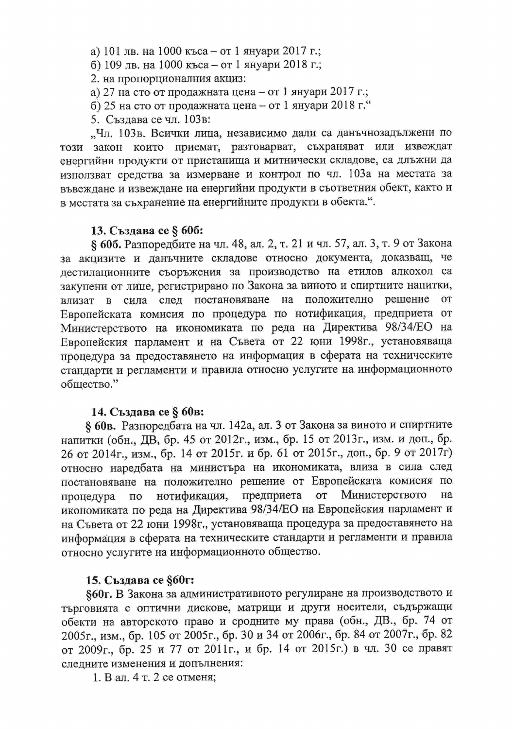а) 101 лв. на 1000 къса – от 1 януари 2017 г.;

б) 109 лв. на 1000 къса – от 1 януари 2018 г.;

2. на пропорционалния акциз:

а) 27 на сто от продажната цена – от 1 януари 2017 г.;

б) 25 на сто от продажната цена – от 1 януари 2018 г."

5. Създава се чл. 103в:

„Чл. 103в. Всички лица, независимо дали са данъчнозадължени по този закон които приемат, разтоварват, съхраняват или извеждат енергийни продукти от пристанища и митнически складове, са длъжни да използват средства за измерване и контрол по чл. 103а на местата за въвеждане и извеждане на енергийни продукти в съответния обект, както и в местата за съхранение на енергийните продукти в обекта.".

**13. Създава се § 60б:**

**§ 60б.** Разпоредбите на чл. 48, ал. 2, т. 21 и чл. 57, ал. 3, т. 9 от Закона за акцизите и данъчните складове относно документа, доказващ, че дестилационните съоръжения за производство на етилов алкохол са закупени от лице, регистрирано по Закона за виното и спиртните напитки, влизат в сила след постановяване на положително решение от Европейската комисия по процедура по нотификация, предприета от Министерството на икономиката по реда на Директива 98/34/ЕО на Европейския парламент и на Съвета от 22 юни 1998г., установяваща процедура за предоставянето на информация в сферата на техническите стандарти и регламенти и правила относно услугите на информационното общество."

**14. Създава се § 60в:**

**§ 60в.** Разпоредбата на чл. 142а, ал. 3 от Закона за виното и спиртните напитки (обн., ДВ, бр. 45 от 2012г., изм., бр. 15 от 2013г., изм. и доп., бр. 26 от 2014г., изм., бр. 14 от 2015г. и бр. 61 от 2015г., доп., бр. 9 от 2017г) относно наредбата на министъра на икономиката, влиза в сила след постановяване на положително решение от Европейската комисия по процедура по нотификация, предприета от Министерството на икономиката по реда на Директива 98/34/ЕО на Европейския парламент и на Съвета от 22 юни 1998г., установяваща процедура за предоставянето на информация в сферата на техническите стандарти и регламенти и правила относно услугите на информационното общество.

**15. Създава се §60г:**

**§60г.** В Закона за административното регулиране на производството и търговията с оптични дискове, матрици и други носители, съдържащи обекти на авторското право и сродните му права (обн., ДВ., бр. 74 от 2005г., изм., бр. 105 от 2005г., бр. 30 и 34 от 2006г., бр. 84 от 2007г., бр. 82 от 2009г., бр. 25 и 77 от 2011г., и бр. 14 от 2015г.) в чл. 30 се правят следните изменения и допълнения:

1. В ал. 4 т. 2 се отменя;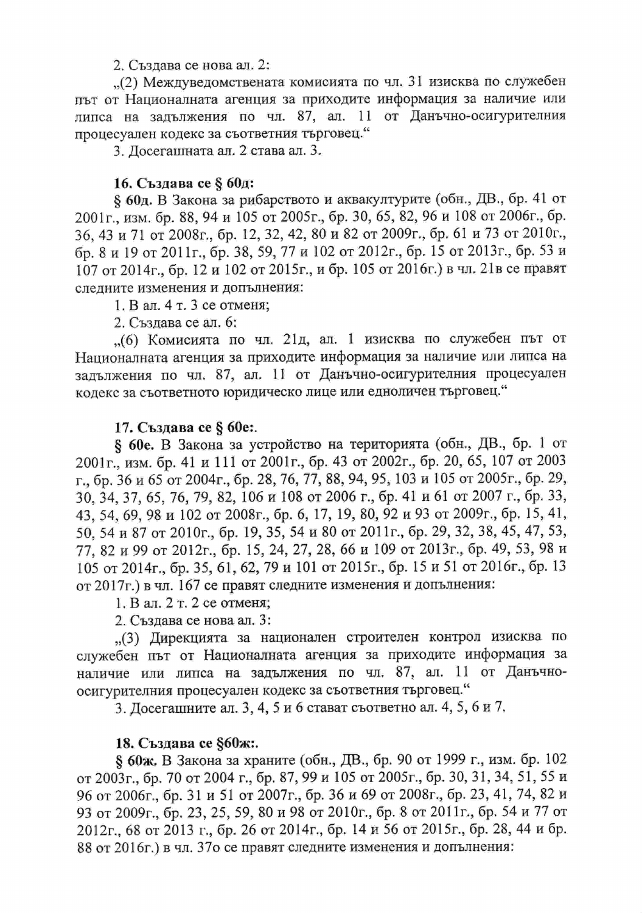2. Създава се нова ал. 2:

„(2) Междуведомствената комисията по чл. 31 изисква по служебен път от Националната агенция за приходите информация за наличие или липса на задължения по чл. 87, ал. 11 от Данъчно-осигурителния процесуален кодекс за съответния търговец."

3. Досегашната ал. 2 става ал. 3.

**16. Създава се § 60д:**

**§ 60д.** В Закона за рибарството и аквакултурите (обн., ДВ., бр. 41 от 2001г., изм. бр. 88, 94 и 105 от 2005г., бр. 30, 65, 82, 96 и 108 от 2006г., бр. 36, 43 и 71 от 2008г., бр. 12, 32, 42, 80 и 82 от 2009г., бр. 61 и 73 от 2010г., бр. 8 и 19 от 2011г., бр. 38, 59, 77 и 102 от 2012г., бр. 15 от 2013г., бр. 53 и 107 от 2014г., бр. 12 и 102 от 2015г., и бр. 105 от 2016г.) в чл. 21в се правят следните изменения и допълнения:

1. В ал. 4 т. 3 се отменя;

2. Създава се ал. 6:

„(6) Комисията по чл. 21д, ал. 1 изисква по служебен път от Националната агенция за приходите информация за наличие или липса на задължения по чл. 87, ал. 11 от Данъчно-осигурителния процесуален кодекс за съответното юридическо лице или едноличен търговец."

**17. Създава се § 60е:.**

**§ 60е.** В Закона за устройство на територията (обн., ДВ., бр. 1 от 2001г., изм. бр. 41 и 111 от 2001г., бр. 43 от 2002г., бр. 20, 65, 107 от 2003 г., бр. 36 и 65 от 2004г., бр. 28, 76, 77, 88, 94, 95, 103 и 105 от 2005г., бр. 29, 30, 34, 37, 65, 76, 79, 82, 106 и 108 от 2006 г., бр. 41 и 61 от 2007 г., бр. 33, 43, 54, 69, 98 и 102 от 2008г., бр. 6, 17, 19, 80, 92 и 93 от 2009г., бр. 15, 41, 50, 54 и 87 от 2010г., бр. 19, 35, 54 и 80 от 2011г., бр. 29, 32, 38, 45, 47, 53, 77, 82 и 99 от 2012г., бр. 15, 24, 27, 28, 66 и 109 от 2013г., бр. 49, 53, 98 и 105 от 2014г., бр. 35, 61, 62, 79 и 101 от 2015г., бр. 15 и 51 от 2016г., бр. 13 от 2017г.) в чл. 167 се правят следните изменения и допълнения:

1. В ал. 2 т. 2 се отменя;

2. Създава се нова ал. 3:

„(3) Дирекцията за национален строителен контрол изисква по служебен път от Националната агенция за приходите информация за наличие или липса на задължения по чл. 87, ал. 11 от Данъчно-осигурителния процесуален кодекс за съответния търговец."

3. Досегашните ал. 3, 4, 5 и 6 стават съответно ал. 4, 5, 6 и 7.

**18. Създава се §60ж:.**

**§ 60ж.** В Закона за храните (обн., ДВ., бр. 90 от 1999 г., изм. бр. 102 от 2003г., бр. 70 от 2004 г., бр. 87, 99 и 105 от 2005г., бр. 30, 31, 34, 51, 55 и 96 от 2006г., бр. 31 и 51 от 2007г., бр. 36 и 69 от 2008г., бр. 23, 41, 74, 82 и 93 от 2009г., бр. 23, 25, 59, 80 и 98 от 2010г., бр. 8 от 2011г., бр. 54 и 77 от 2012г., 68 от 2013 г., бр. 26 от 2014г., бр. 14 и 56 от 2015г., бр. 28, 44 и бр. 88 от 2016г.) в чл. 37о се правят следните изменения и допълнения: